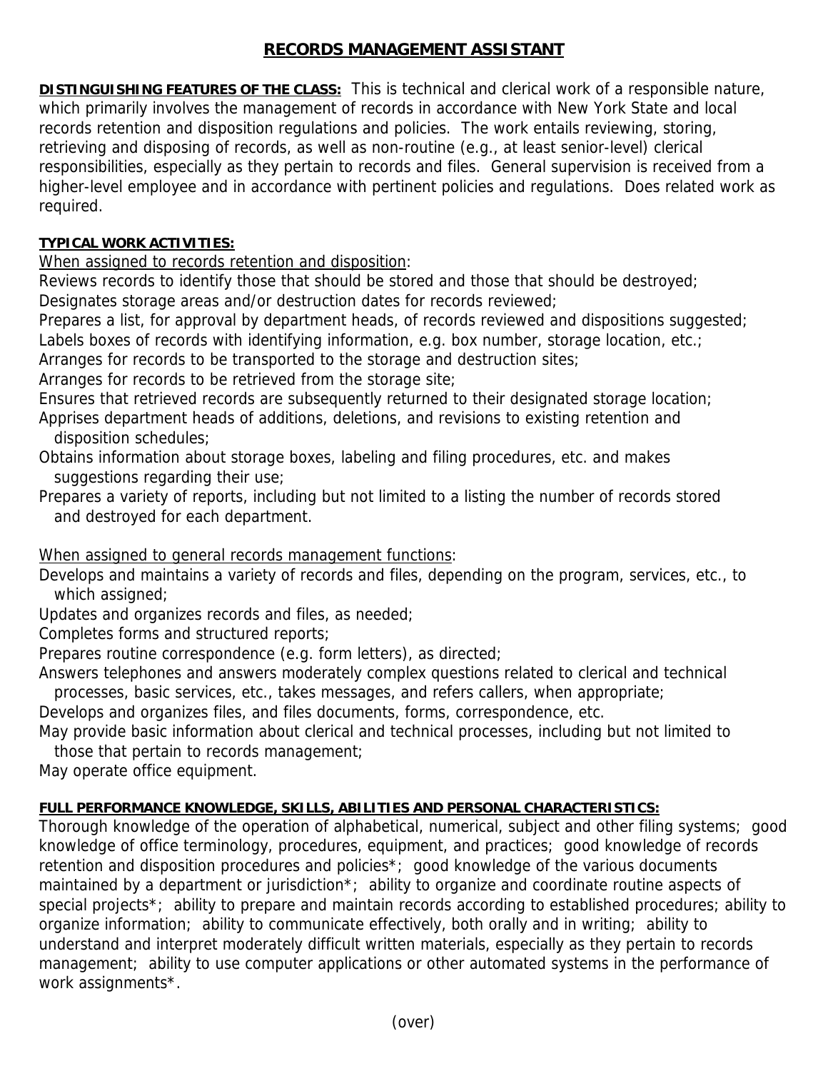# RECORDS MANAGEMENT ASSISTANT

**DISTINGUISHING FEATURES OF THE CLASS:** This is technical and clerical work of a responsible nature, which primarily involves the management of records in accordance with New York State and local records retention and disposition regulations and policies. The work entails reviewing, storing, retrieving and disposing of records, as well as non-routine (e.g., at least senior-level) clerical responsibilities, especially as they pertain to records and files. General supervision is received from a higher-level employee and in accordance with pertinent policies and regulations. Does related work as required.

**TYPICAL WORK ACTIVITIES:**

When assigned to records retention and disposition:

Reviews records to identify those that should be stored and those that should be destroyed;
Designates storage areas and/or destruction dates for records reviewed;
Prepares a list, for approval by department heads, of records reviewed and dispositions suggested;
Labels boxes of records with identifying information, e.g. box number, storage location, etc.;
Arranges for records to be transported to the storage and destruction sites;
Arranges for records to be retrieved from the storage site;
Ensures that retrieved records are subsequently returned to their designated storage location;
Apprises department heads of additions, deletions, and revisions to existing retention and disposition schedules;
Obtains information about storage boxes, labeling and filing procedures, etc. and makes suggestions regarding their use;
Prepares a variety of reports, including but not limited to a listing the number of records stored and destroyed for each department.

When assigned to general records management functions:

Develops and maintains a variety of records and files, depending on the program, services, etc., to which assigned;
Updates and organizes records and files, as needed;
Completes forms and structured reports;
Prepares routine correspondence (e.g. form letters), as directed;
Answers telephones and answers moderately complex questions related to clerical and technical processes, basic services, etc., takes messages, and refers callers, when appropriate;
Develops and organizes files, and files documents, forms, correspondence, etc.
May provide basic information about clerical and technical processes, including but not limited to those that pertain to records management;
May operate office equipment.

**FULL PERFORMANCE KNOWLEDGE, SKILLS, ABILITIES AND PERSONAL CHARACTERISTICS:**
Thorough knowledge of the operation of alphabetical, numerical, subject and other filing systems; good knowledge of office terminology, procedures, equipment, and practices; good knowledge of records retention and disposition procedures and policies*; good knowledge of the various documents maintained by a department or jurisdiction*; ability to organize and coordinate routine aspects of special projects*; ability to prepare and maintain records according to established procedures; ability to organize information; ability to communicate effectively, both orally and in writing; ability to understand and interpret moderately difficult written materials, especially as they pertain to records management; ability to use computer applications or other automated systems in the performance of work assignments*.

(over)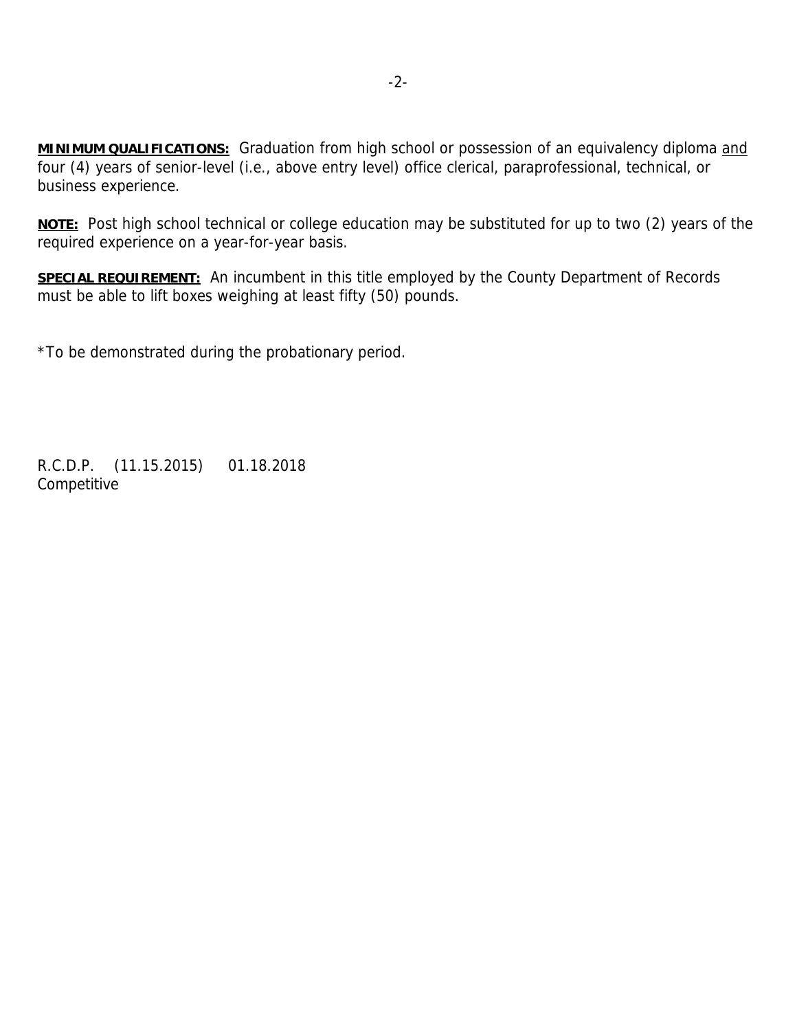**MINIMUM QUALIFICATIONS:** Graduation from high school or possession of an equivalency diploma and four (4) years of senior-level (i.e., above entry level) office clerical, paraprofessional, technical, or business experience.

**NOTE:** Post high school technical or college education may be substituted for up to two (2) years of the required experience on a year-for-year basis.

**SPECIAL REQUIREMENT:** An incumbent in this title employed by the County Department of Records must be able to lift boxes weighing at least fifty (50) pounds.

*To be demonstrated during the probationary period.

R.C.D.P. (11.15.2015) 01.18.2018
Competitive